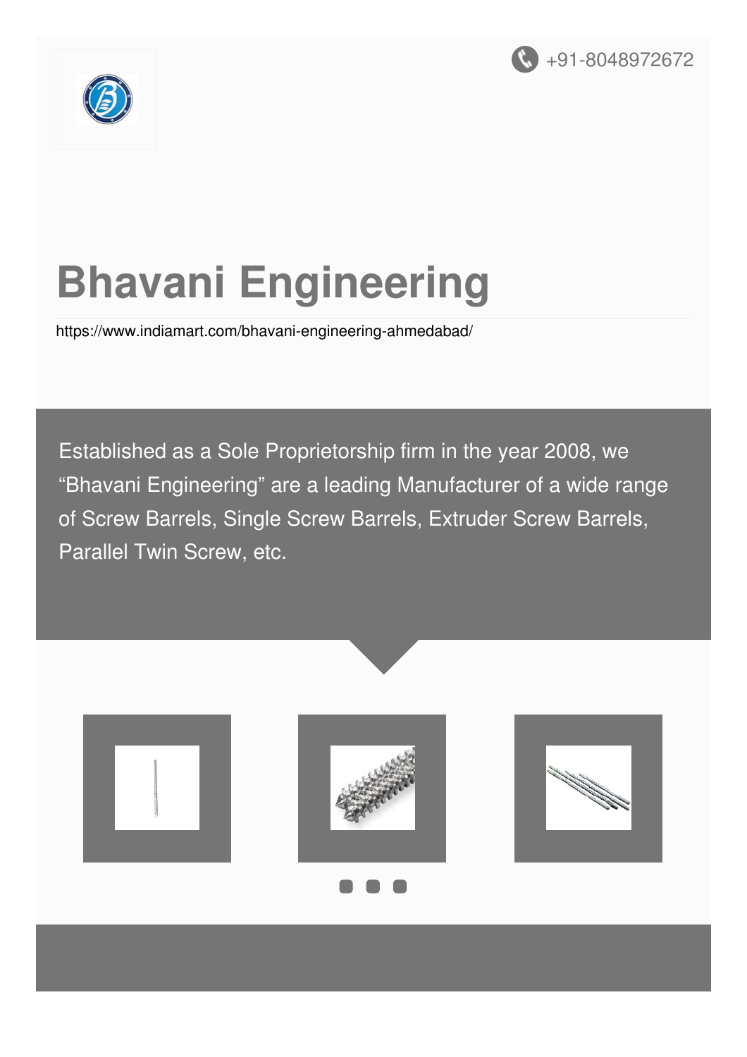+91-8048972672

# Bhavani Engineering

https://www.indiamart.com/bhavani-engineering-ahmedabad/

Established as a Sole Proprietorship firm in the year 2008, we "Bhavani Engineering" are a leading Manufacturer of a wide range of Screw Barrels, Single Screw Barrels, Extruder Screw Barrels, Parallel Twin Screw, etc.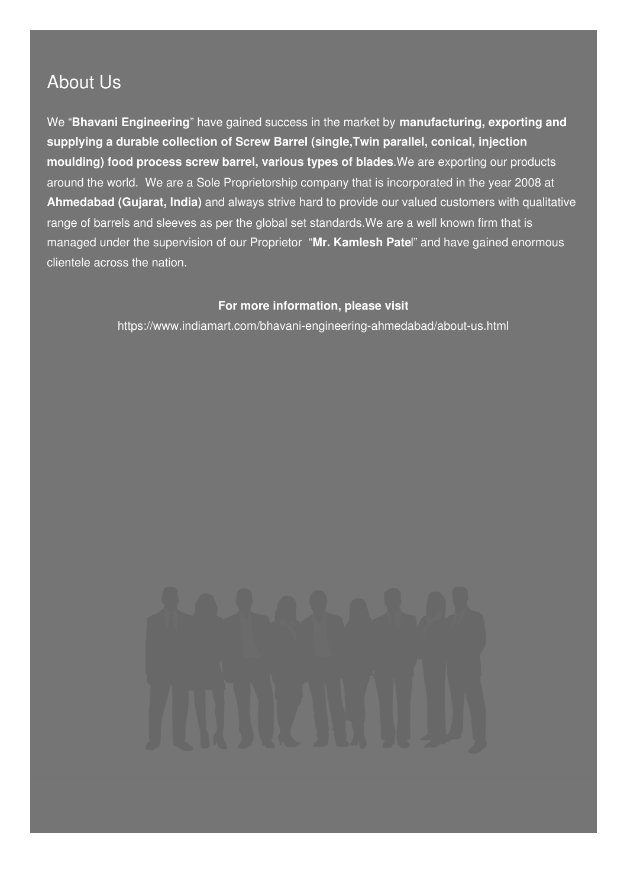## About Us

We "**Bhavani Engineering**" have gained success in the market by **manufacturing, exporting and supplying a durable collection of Screw Barrel (single,Twin parallel, conical, injection moulding) food process screw barrel, various types of blades**.We are exporting our products around the world. We are a Sole Proprietorship company that is incorporated in the year 2008 at **Ahmedabad (Gujarat, India)** and always strive hard to provide our valued customers with qualitative range of barrels and sleeves as per the global set standards.We are a well known firm that is managed under the supervision of our Proprietor "**Mr. Kamlesh Patel**" and have gained enormous clientele across the nation.

**For more information, please visit**

https://www.indiamart.com/bhavani-engineering-ahmedabad/about-us.html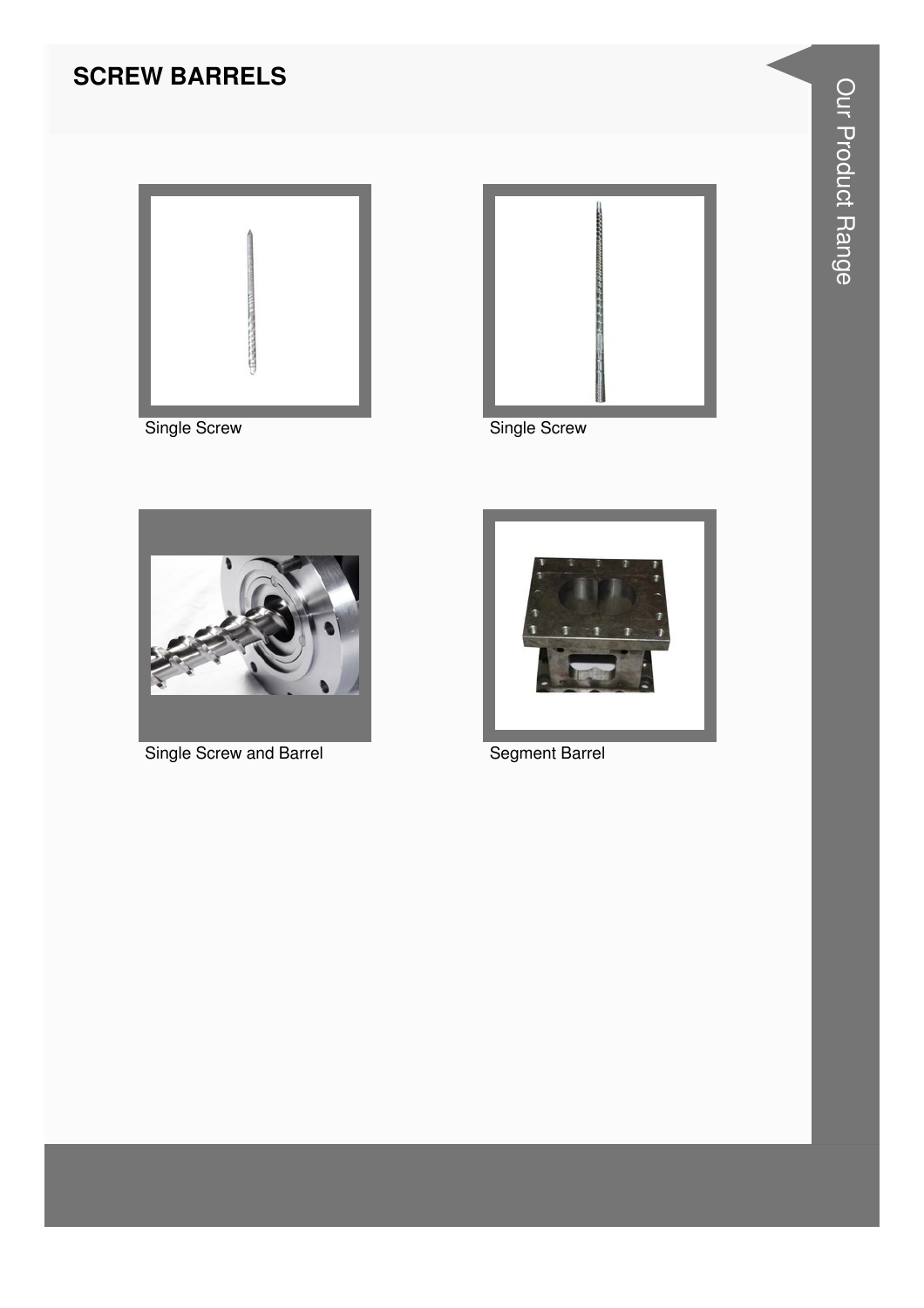## SCREW BARRELS

Single Screw

Single Screw

Single Screw and Barrel

Segment Barrel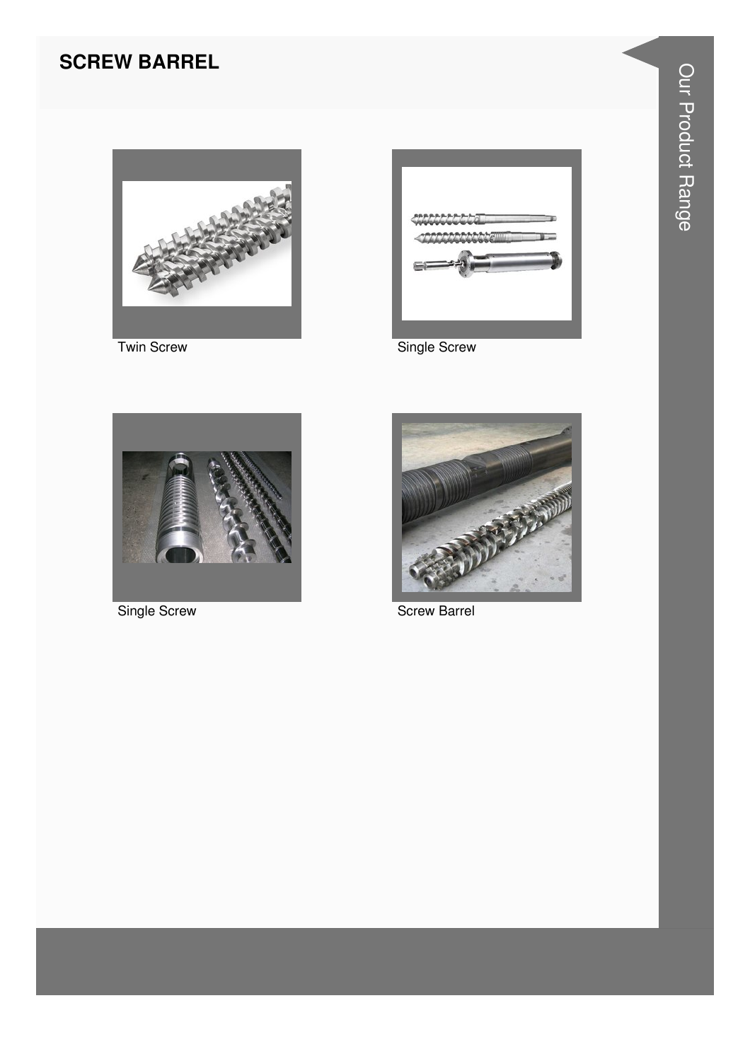## SCREW BARREL

Twin Screw

Single Screw

Single Screw

Screw Barrel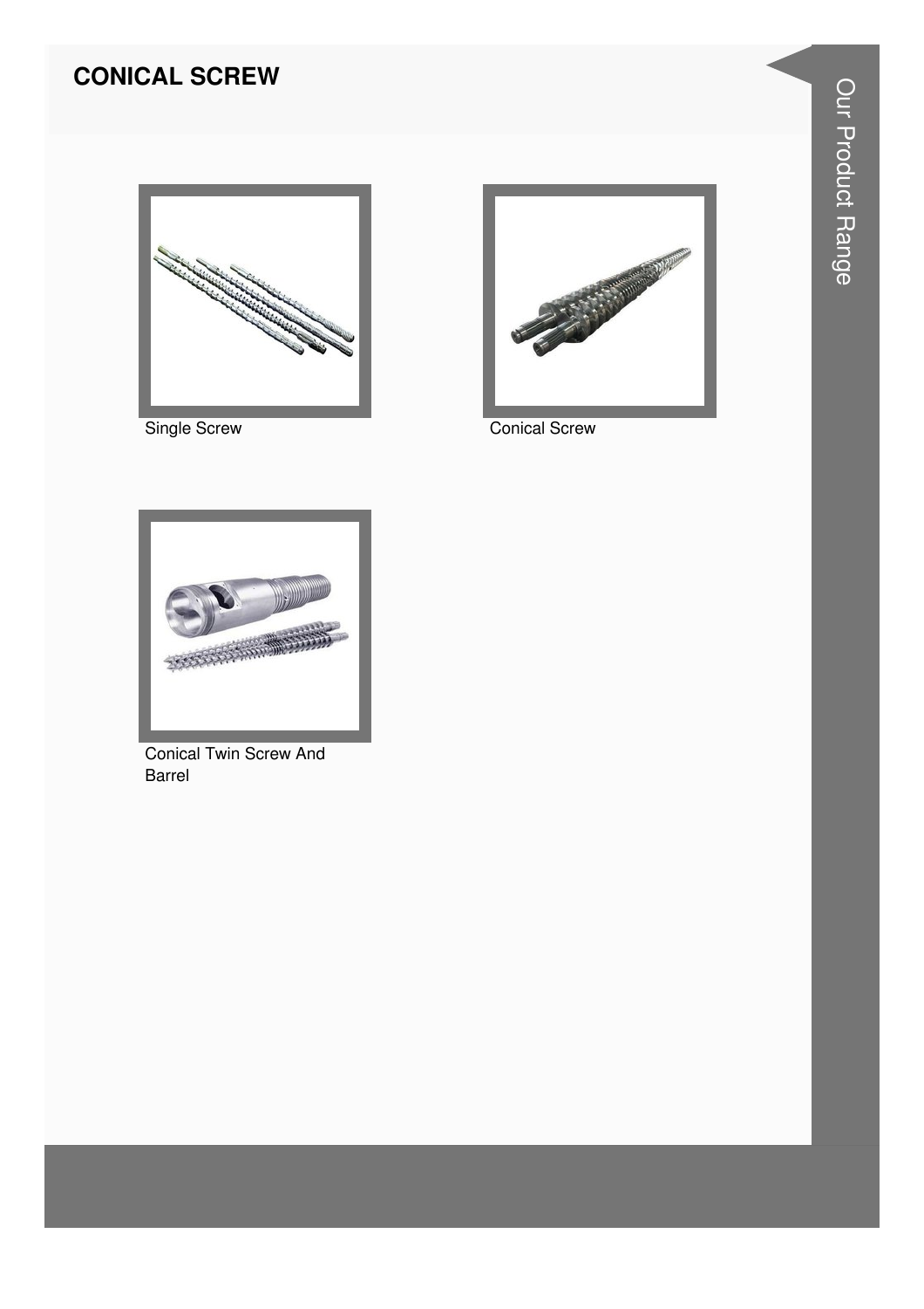# CONICAL SCREW

Single Screw

Conical Screw

Conical Twin Screw And Barrel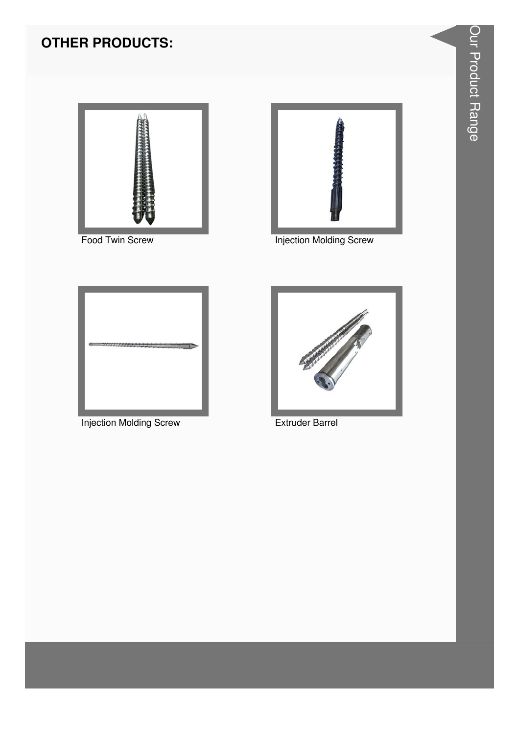## OTHER PRODUCTS:

Food Twin Screw

Injection Molding Screw

Injection Molding Screw

Extruder Barrel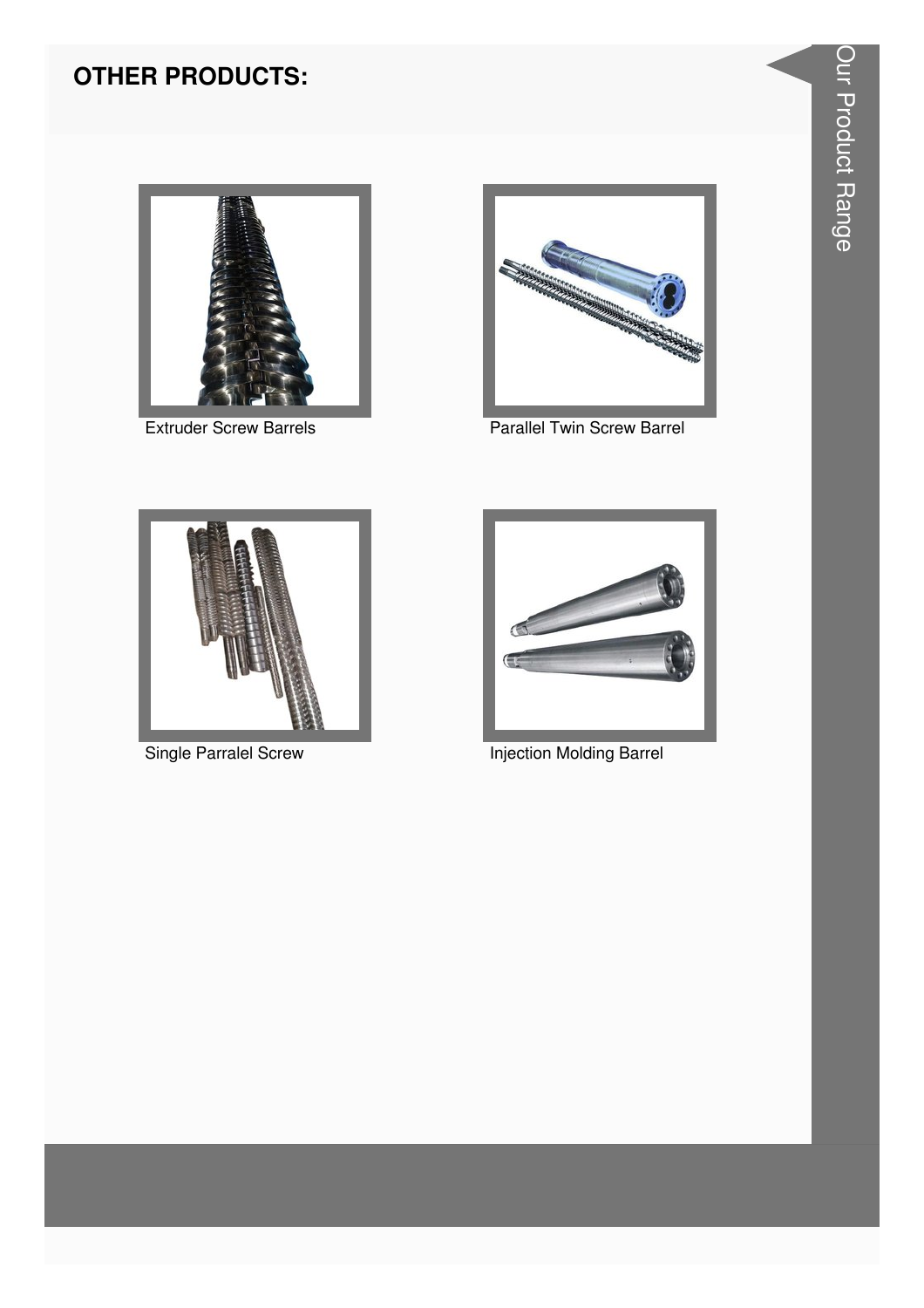## OTHER PRODUCTS:

Extruder Screw Barrels

Parallel Twin Screw Barrel

Single Parralel Screw

Injection Molding Barrel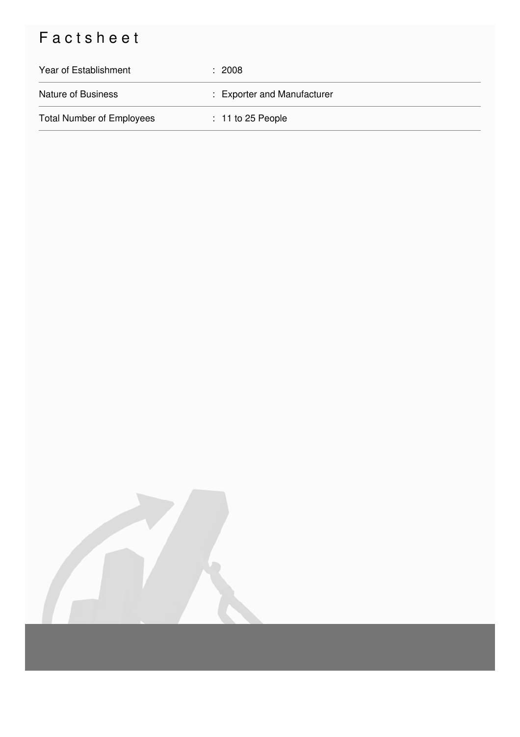# Factsheet

| | |
|---|---|
| Year of Establishment | : 2008 |
| Nature of Business | : Exporter and Manufacturer |
| Total Number of Employees | : 11 to 25 People |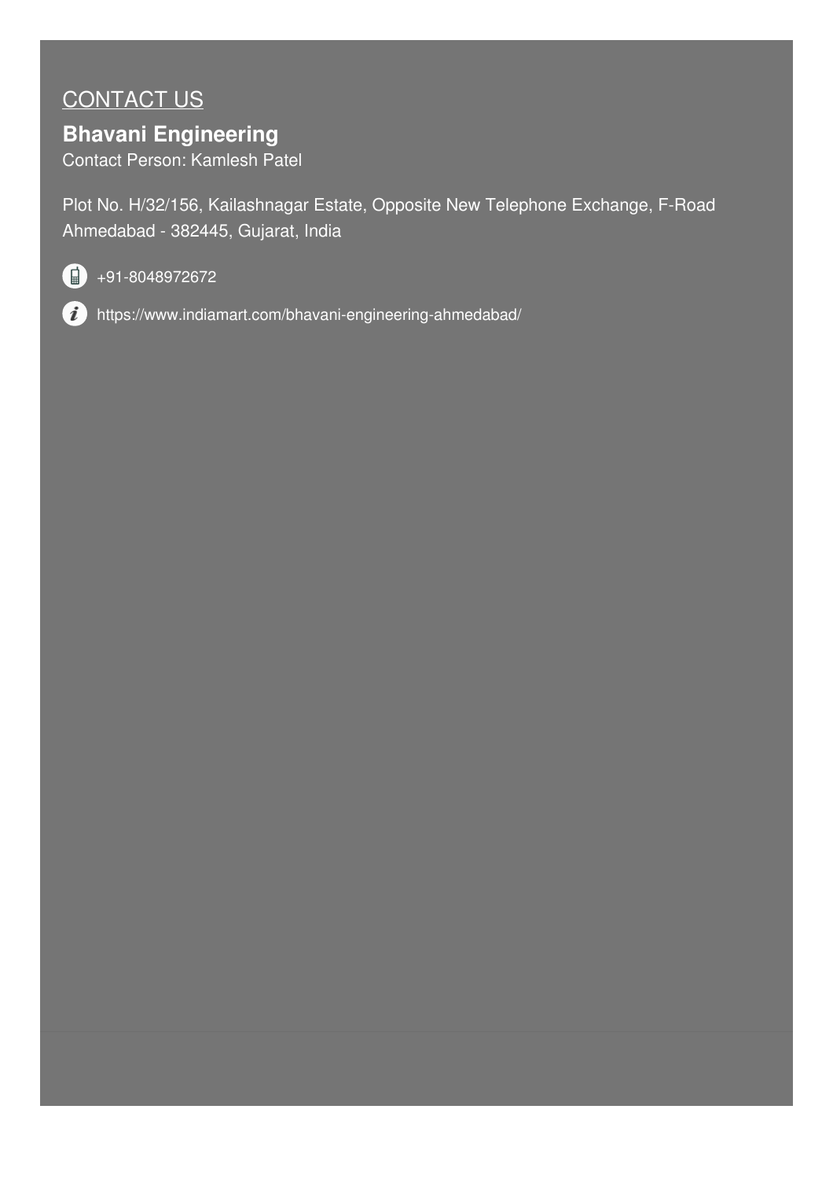## CONTACT US

### Bhavani Engineering

Contact Person: Kamlesh Patel

Plot No. H/32/156, Kailashnagar Estate, Opposite New Telephone Exchange, F-Road
Ahmedabad - 382445, Gujarat, India

+91-8048972672

https://www.indiamart.com/bhavani-engineering-ahmedabad/